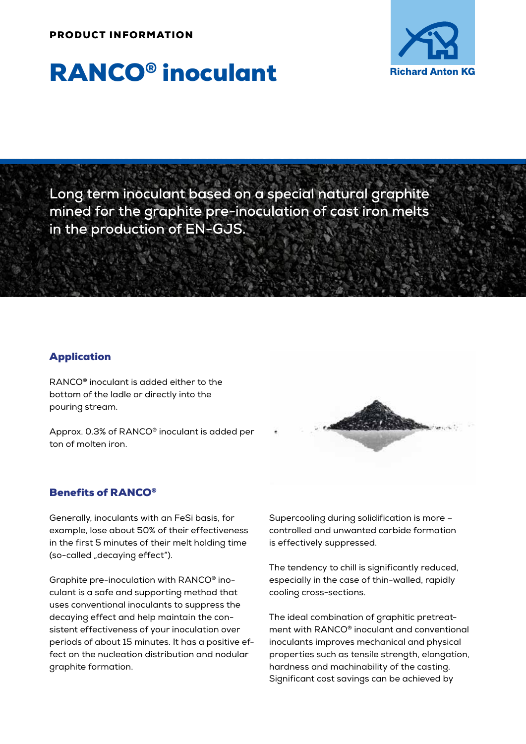PRODUCT INFORMATION

# RANCO® inoculant

Richard Anton KG

**Long term inoculant based on a special natural graphite mined for the graphite pre-inoculation of cast iron melts in the production of EN-GJS.**

## Application

RANCO® inoculant is added either to the bottom of the ladle or directly into the pouring stream.

Approx. 0.3% of RANCO® inoculant is added per ton of molten iron.

## Benefits of RANCO®

Generally, inoculants with an FeSi basis, for example, lose about 50% of their effectiveness in the first 5 minutes of their melt holding time (so-called „decaying effect").

Graphite pre-inoculation with RANCO® inoculant is a safe and supporting method that uses conventional inoculants to suppress the decaying effect and help maintain the consistent effectiveness of your inoculation over periods of about 15 minutes. It has a positive effect on the nucleation distribution and nodular graphite formation.

Supercooling during solidification is more – controlled and unwanted carbide formation is effectively suppressed.

The tendency to chill is significantly reduced, especially in the case of thin-walled, rapidly cooling cross-sections.

The ideal combination of graphitic pretreatment with RANCO® inoculant and conventional inoculants improves mechanical and physical properties such as tensile strength, elongation, hardness and machinability of the casting. Significant cost savings can be achieved by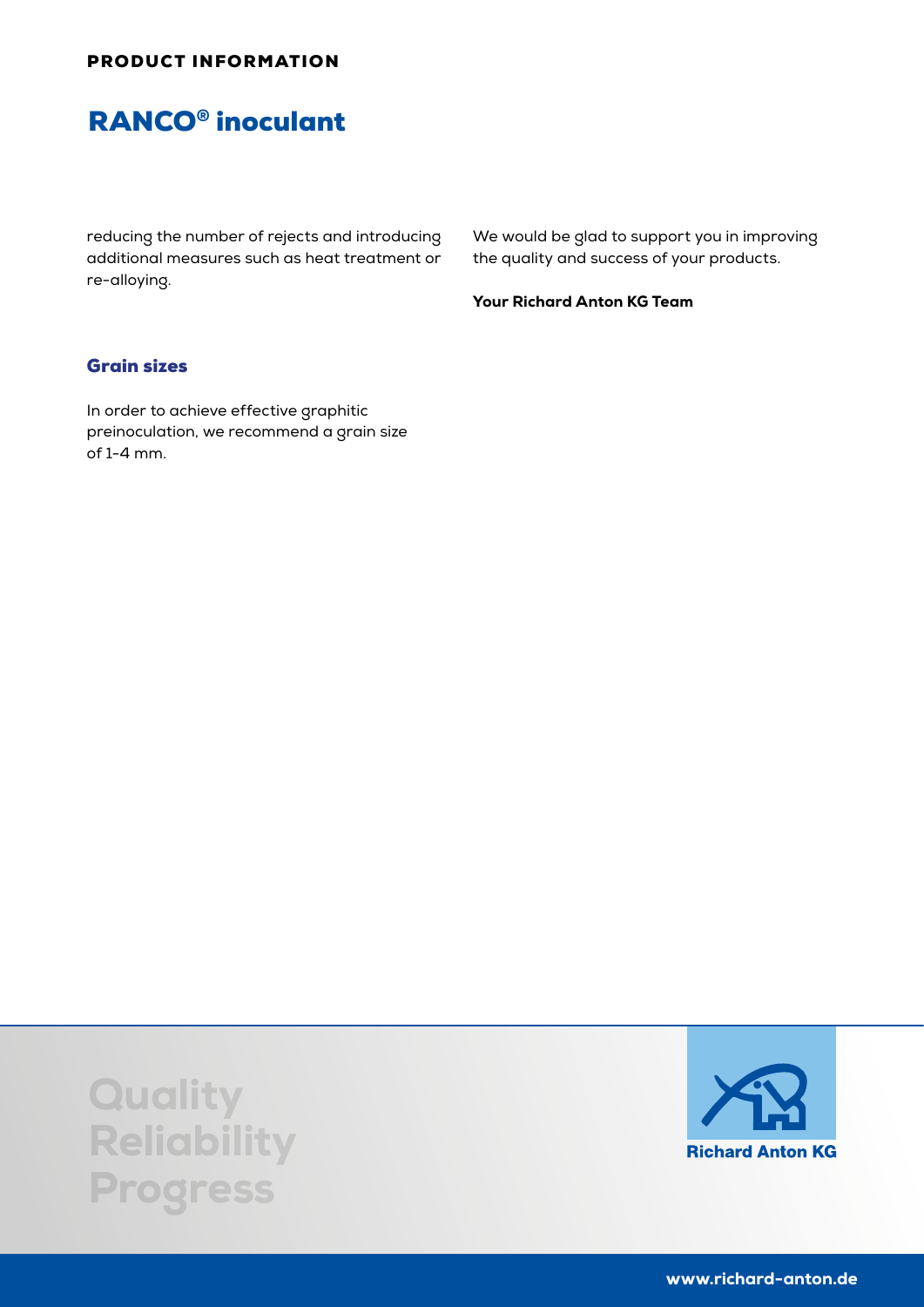reducing the number of rejects and introducing additional measures such as heat treatment or re-alloying.

## Grain sizes

In order to achieve effective graphitic preinoculation, we recommend a grain size of 1-4 mm.

We would be glad to support you in improving the quality and success of your products.

**Your Richard Anton KG Team**

Quality
Reliability
Progress

Richard Anton KG

www.richard-anton.de